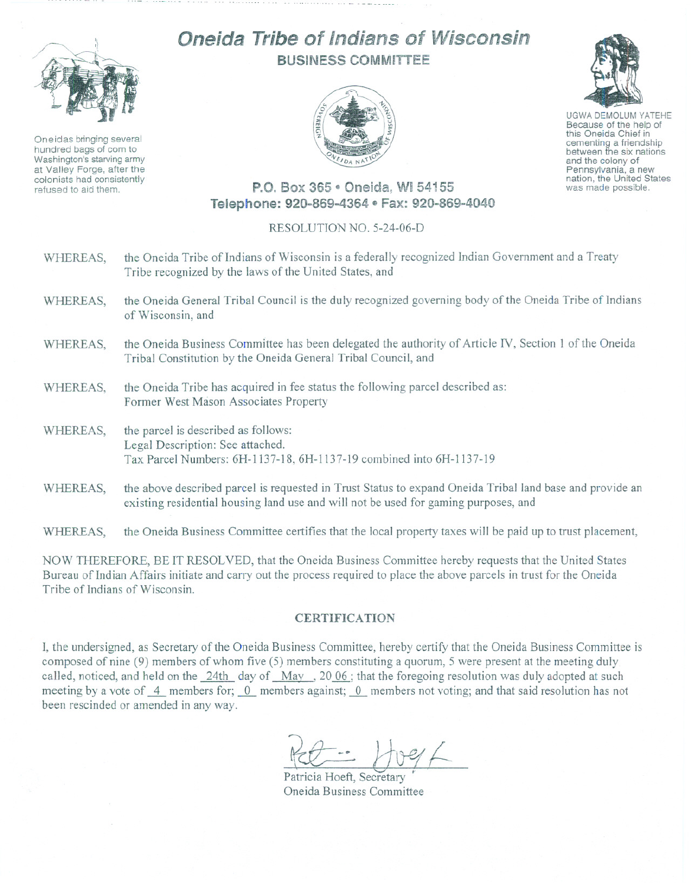# Oneida Tribe of Indians of Wisconsin

## BUSINESS COMMITTEE

Oneidas bringing several hundred bags of corn to Washington's starving army at Valley Forge, after the colonists had consistently refused to aid them.

UGWA DEMOLUM YATEHE
Because of the help of this Oneida Chief in cementing a friendship between the six nations and the colony of Pennsylvania, a new nation, the United States was made possible.

**P.O. Box 365 • Oneida, WI 54155**
**Telephone: 920-869-4364 • Fax: 920-869-4040**

RESOLUTION NO. 5-24-06-D

WHEREAS, the Oneida Tribe of Indians of Wisconsin is a federally recognized Indian Government and a Treaty Tribe recognized by the laws of the United States, and

WHEREAS, the Oneida General Tribal Council is the duly recognized governing body of the Oneida Tribe of Indians of Wisconsin, and

WHEREAS, the Oneida Business Committee has been delegated the authority of Article IV, Section 1 of the Oneida Tribal Constitution by the Oneida General Tribal Council, and

WHEREAS, the Oneida Tribe has acquired in fee status the following parcel described as:
Former West Mason Associates Property

WHEREAS, the parcel is described as follows:
Legal Description: See attached.
Tax Parcel Numbers: 6H-1137-18, 6H-1137-19 combined into 6H-1137-19

WHEREAS, the above described parcel is requested in Trust Status to expand Oneida Tribal land base and provide an existing residential housing land use and will not be used for gaming purposes, and

WHEREAS, the Oneida Business Committee certifies that the local property taxes will be paid up to trust placement,

NOW THEREFORE, BE IT RESOLVED, that the Oneida Business Committee hereby requests that the United States Bureau of Indian Affairs initiate and carry out the process required to place the above parcels in trust for the Oneida Tribe of Indians of Wisconsin.

### CERTIFICATION

I, the undersigned, as Secretary of the Oneida Business Committee, hereby certify that the Oneida Business Committee is composed of nine (9) members of whom five (5) members constituting a quorum, 5 were present at the meeting duly called, noticed, and held on the 24th day of May, 2006; that the foregoing resolution was duly adopted at such meeting by a vote of 4 members for; 0 members against; 0 members not voting; and that said resolution has not been rescinded or amended in any way.

Patricia Hoeft, Secretary
Oneida Business Committee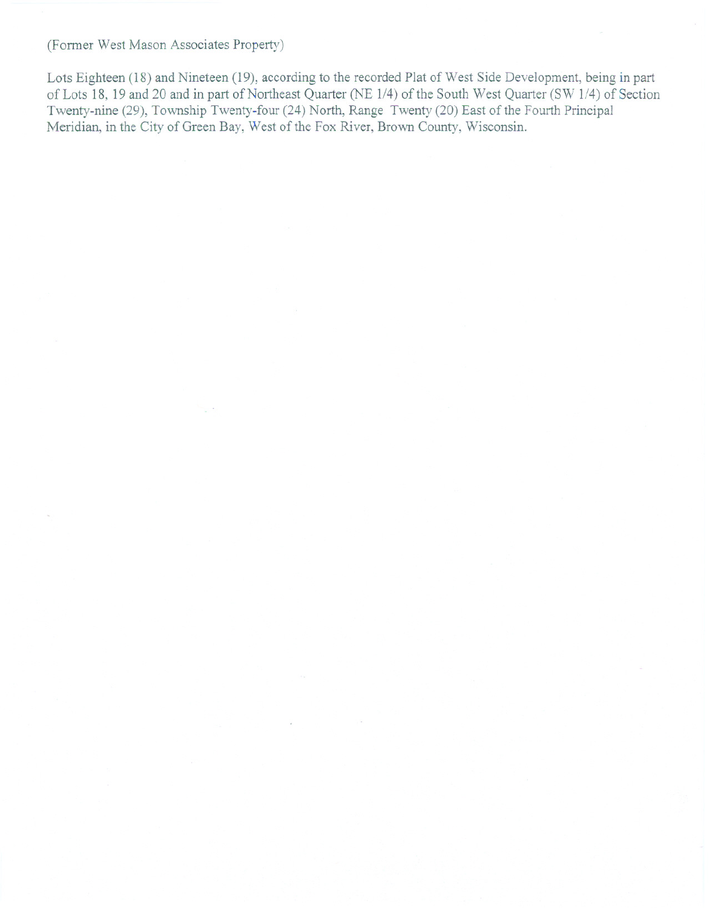(Former West Mason Associates Property)

Lots Eighteen (18) and Nineteen (19), according to the recorded Plat of West Side Development, being in part of Lots 18, 19 and 20 and in part of Northeast Quarter (NE 1/4) of the South West Quarter (SW 1/4) of Section Twenty-nine (29), Township Twenty-four (24) North, Range Twenty (20) East of the Fourth Principal Meridian, in the City of Green Bay, West of the Fox River, Brown County, Wisconsin.